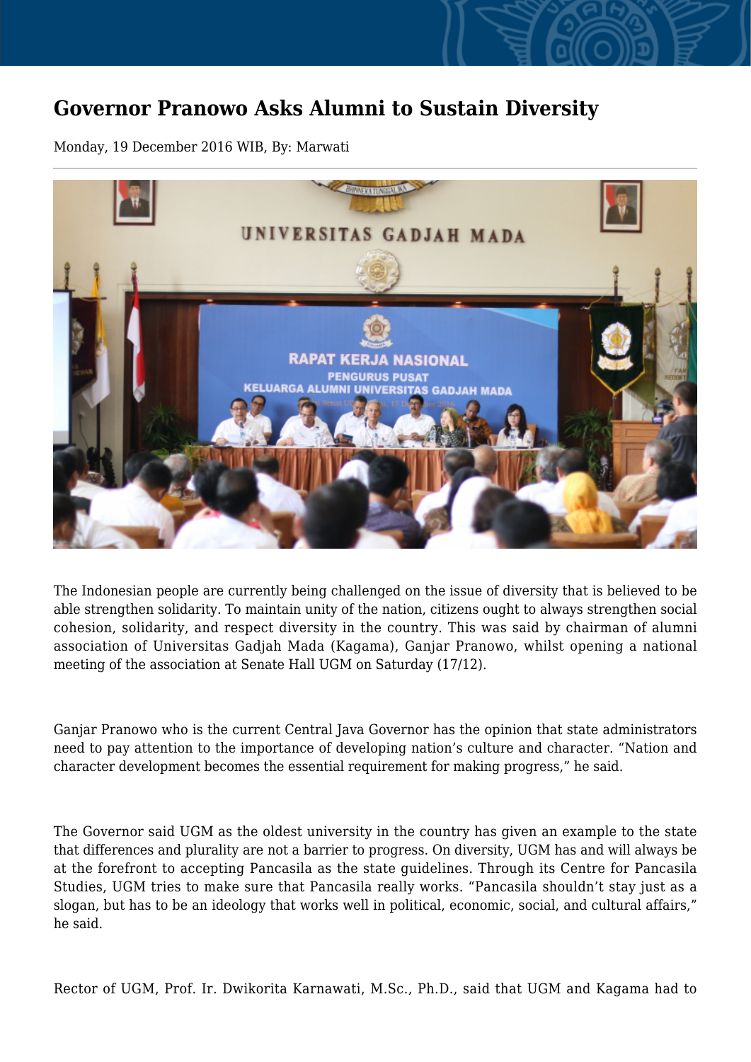# Governor Pranowo Asks Alumni to Sustain Diversity

Monday, 19 December 2016 WIB, By: Marwati

---

The Indonesian people are currently being challenged on the issue of diversity that is believed to be able strengthen solidarity. To maintain unity of the nation, citizens ought to always strengthen social cohesion, solidarity, and respect diversity in the country. This was said by chairman of alumni association of Universitas Gadjah Mada (Kagama), Ganjar Pranowo, whilst opening a national meeting of the association at Senate Hall UGM on Saturday (17/12).

Ganjar Pranowo who is the current Central Java Governor has the opinion that state administrators need to pay attention to the importance of developing nation's culture and character. "Nation and character development becomes the essential requirement for making progress," he said.

The Governor said UGM as the oldest university in the country has given an example to the state that differences and plurality are not a barrier to progress. On diversity, UGM has and will always be at the forefront to accepting Pancasila as the state guidelines. Through its Centre for Pancasila Studies, UGM tries to make sure that Pancasila really works. "Pancasila shouldn't stay just as a slogan, but has to be an ideology that works well in political, economic, social, and cultural affairs," he said.

Rector of UGM, Prof. Ir. Dwikorita Karnawati, M.Sc., Ph.D., said that UGM and Kagama had to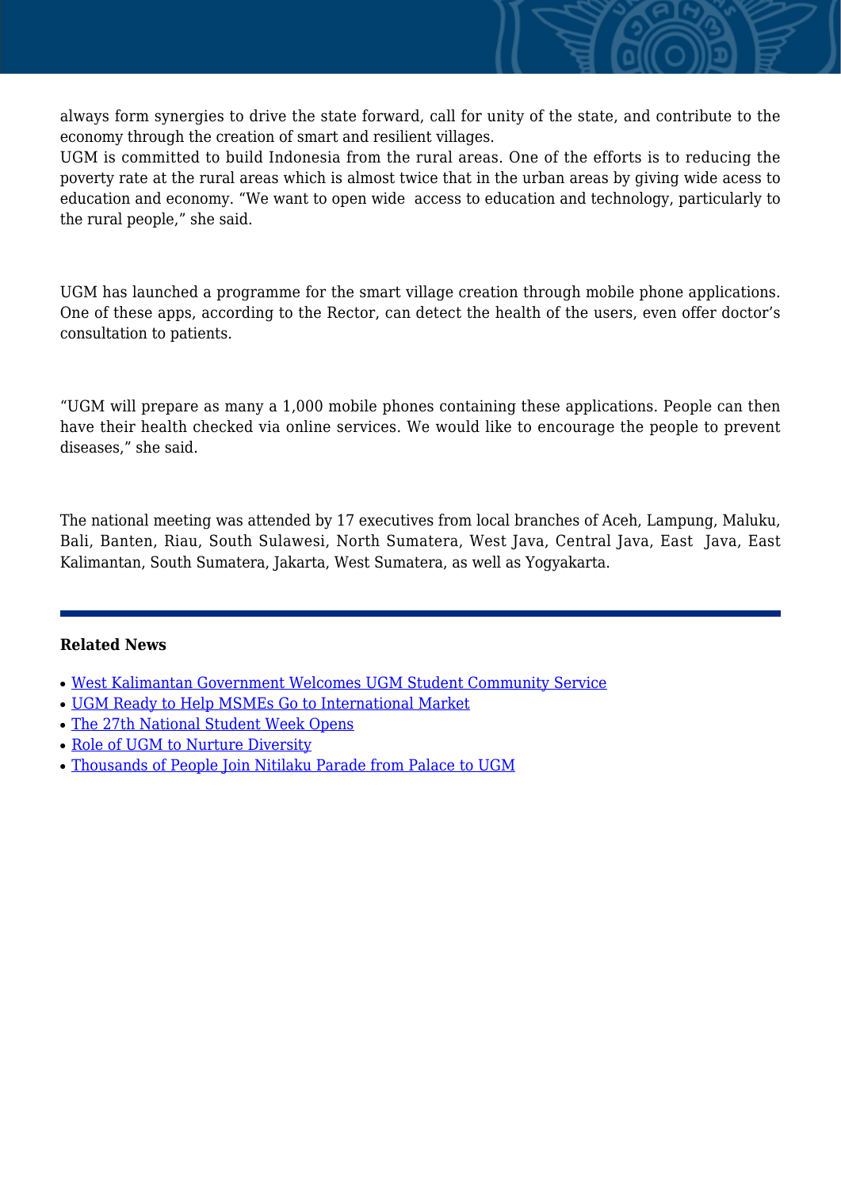always form synergies to drive the state forward, call for unity of the state, and contribute to the economy through the creation of smart and resilient villages.
UGM is committed to build Indonesia from the rural areas. One of the efforts is to reducing the poverty rate at the rural areas which is almost twice that in the urban areas by giving wide acess to education and economy. "We want to open wide access to education and technology, particularly to the rural people," she said.

UGM has launched a programme for the smart village creation through mobile phone applications. One of these apps, according to the Rector, can detect the health of the users, even offer doctor's consultation to patients.

"UGM will prepare as many a 1,000 mobile phones containing these applications. People can then have their health checked via online services. We would like to encourage the people to prevent diseases," she said.

The national meeting was attended by 17 executives from local branches of Aceh, Lampung, Maluku, Bali, Banten, Riau, South Sulawesi, North Sumatera, West Java, Central Java, East Java, East Kalimantan, South Sumatera, Jakarta, West Sumatera, as well as Yogyakarta.

---

**Related News**

- West Kalimantan Government Welcomes UGM Student Community Service
- UGM Ready to Help MSMEs Go to International Market
- The 27th National Student Week Opens
- Role of UGM to Nurture Diversity
- Thousands of People Join Nitilaku Parade from Palace to UGM